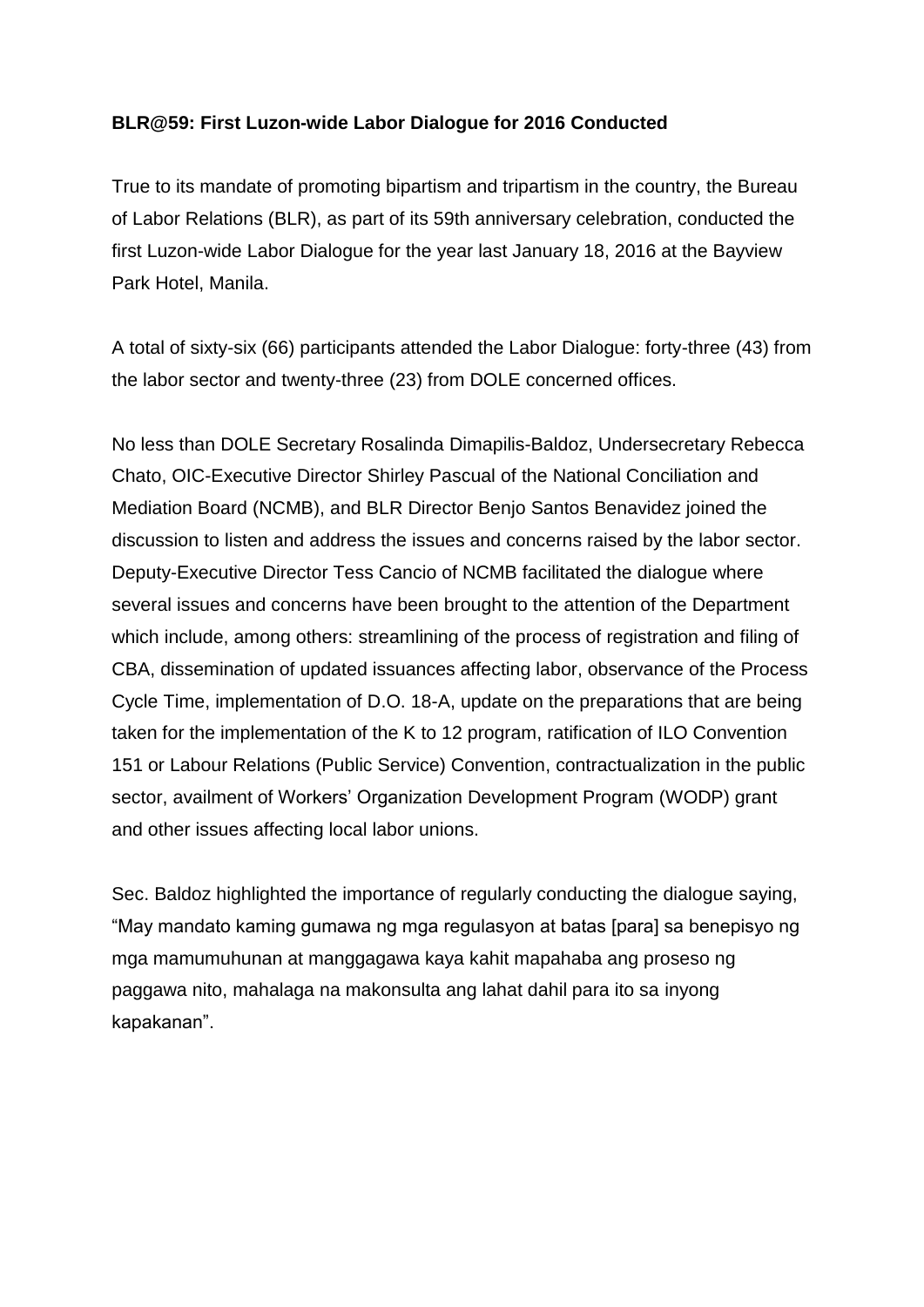**BLR@59: First Luzon-wide Labor Dialogue for 2016 Conducted**

True to its mandate of promoting bipartism and tripartism in the country, the Bureau of Labor Relations (BLR), as part of its 59th anniversary celebration, conducted the first Luzon-wide Labor Dialogue for the year last January 18, 2016 at the Bayview Park Hotel, Manila.

A total of sixty-six (66) participants attended the Labor Dialogue: forty-three (43) from the labor sector and twenty-three (23) from DOLE concerned offices.

No less than DOLE Secretary Rosalinda Dimapilis-Baldoz, Undersecretary Rebecca Chato, OIC-Executive Director Shirley Pascual of the National Conciliation and Mediation Board (NCMB), and BLR Director Benjo Santos Benavidez joined the discussion to listen and address the issues and concerns raised by the labor sector. Deputy-Executive Director Tess Cancio of NCMB facilitated the dialogue where several issues and concerns have been brought to the attention of the Department which include, among others: streamlining of the process of registration and filing of CBA, dissemination of updated issuances affecting labor, observance of the Process Cycle Time, implementation of D.O. 18-A, update on the preparations that are being taken for the implementation of the K to 12 program, ratification of ILO Convention 151 or Labour Relations (Public Service) Convention, contractualization in the public sector, availment of Workers' Organization Development Program (WODP) grant and other issues affecting local labor unions.

Sec. Baldoz highlighted the importance of regularly conducting the dialogue saying, "May mandato kaming gumawa ng mga regulasyon at batas [para] sa benepisyo ng mga mamumuhunan at manggagawa kaya kahit mapahaba ang proseso ng paggawa nito, mahalaga na makonsulta ang lahat dahil para ito sa inyong kapakanan".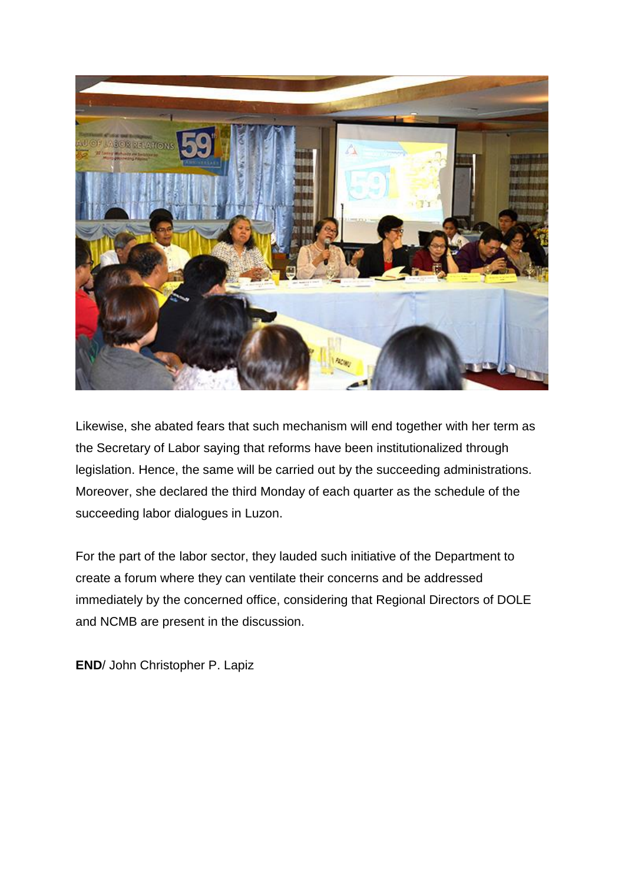Likewise, she abated fears that such mechanism will end together with her term as the Secretary of Labor saying that reforms have been institutionalized through legislation. Hence, the same will be carried out by the succeeding administrations. Moreover, she declared the third Monday of each quarter as the schedule of the succeeding labor dialogues in Luzon.

For the part of the labor sector, they lauded such initiative of the Department to create a forum where they can ventilate their concerns and be addressed immediately by the concerned office, considering that Regional Directors of DOLE and NCMB are present in the discussion.

**END**/ John Christopher P. Lapiz